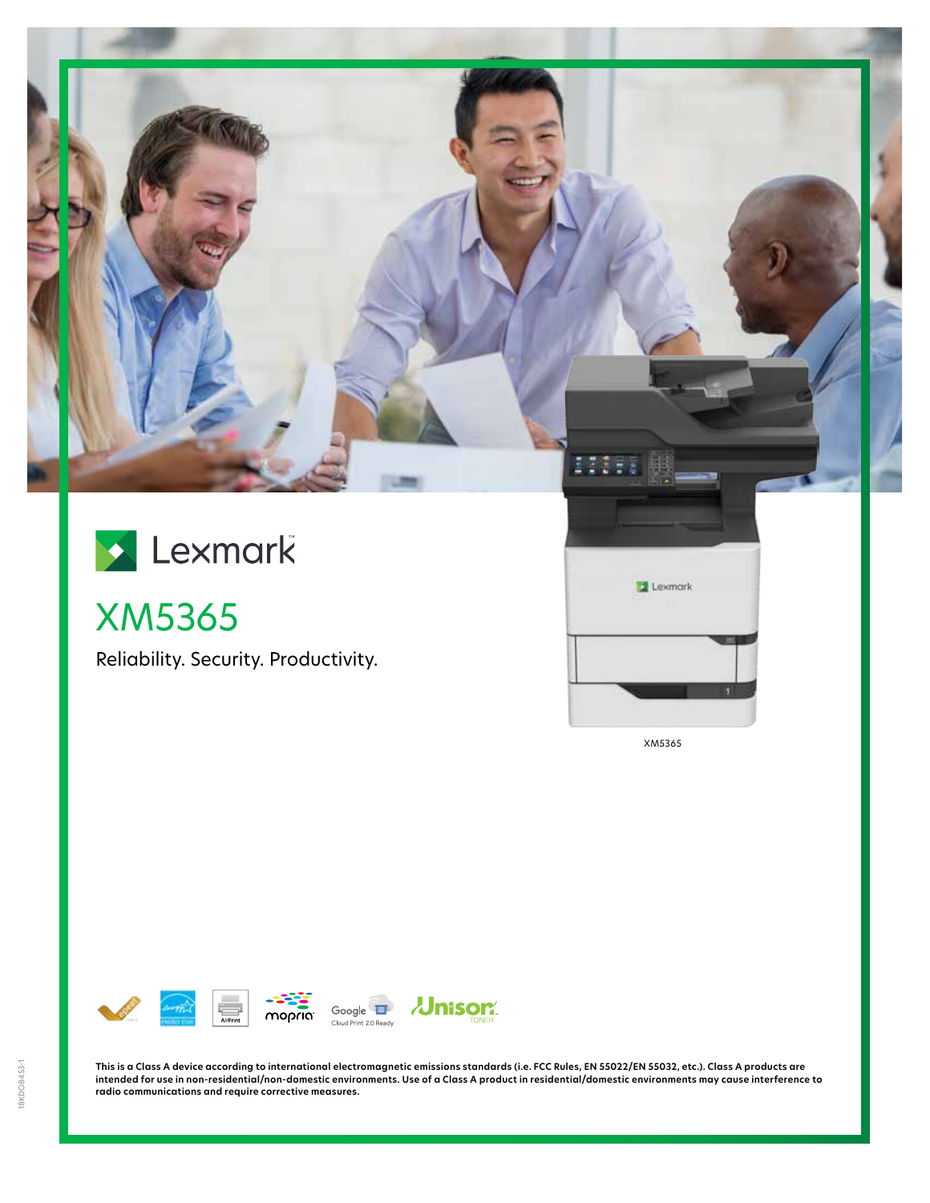Lexmark

# XM5365

Reliability. Security. Productivity.

XM5365

This is a Class A device according to international electromagnetic emissions standards (i.e. FCC Rules, EN 55022/EN 55032, etc.). Class A products are intended for use in non-residential/non-domestic environments. Use of a Class A product in residential/domestic environments may cause interference to radio communications and require corrective measures.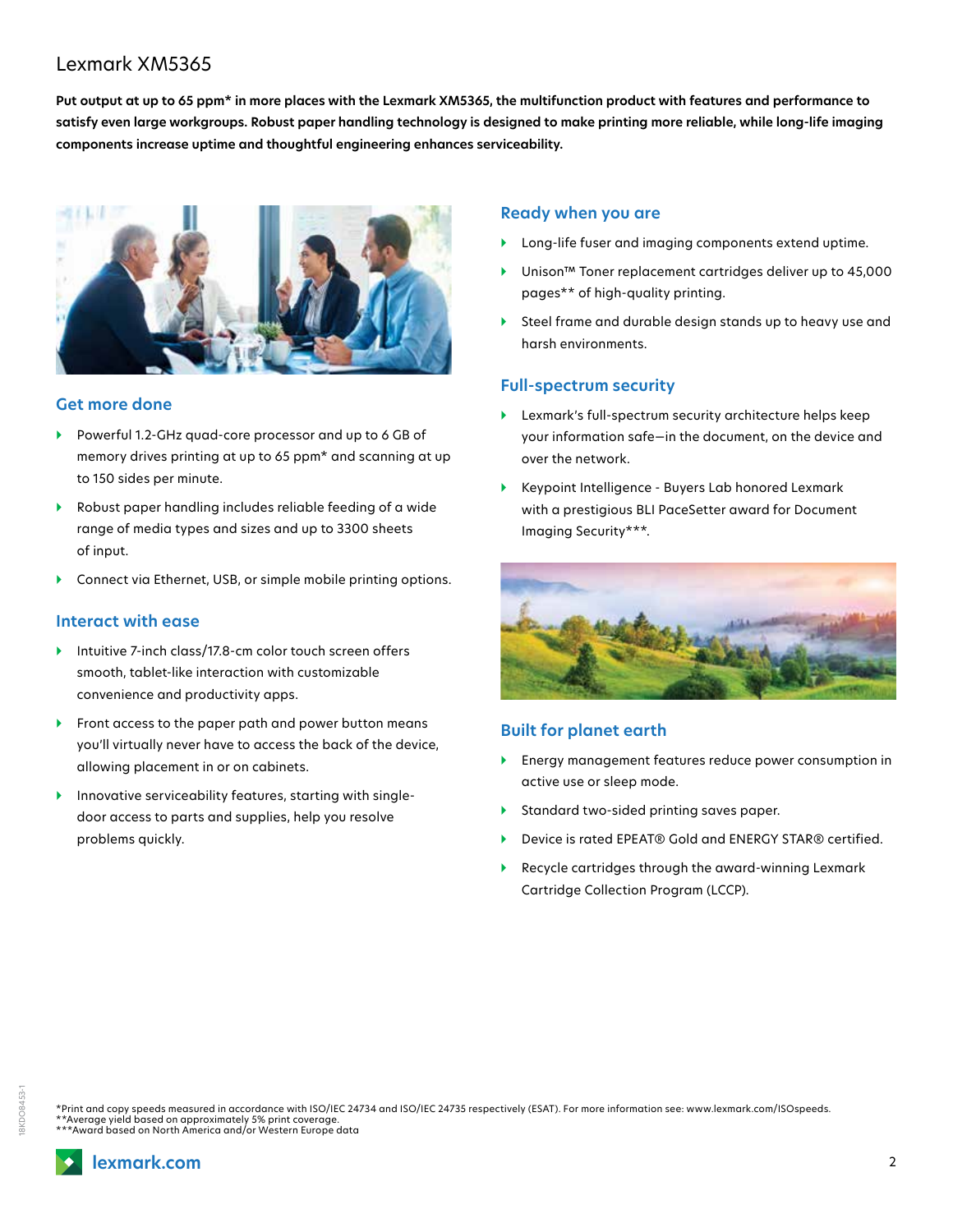# Lexmark XM5365

**Put output at up to 65 ppm* in more places with the Lexmark XM5365, the multifunction product with features and performance to satisfy even large workgroups. Robust paper handling technology is designed to make printing more reliable, while long-life imaging components increase uptime and thoughtful engineering enhances serviceability.**

## Get more done

- Powerful 1.2-GHz quad-core processor and up to 6 GB of memory drives printing at up to 65 ppm* and scanning at up to 150 sides per minute.
- Robust paper handling includes reliable feeding of a wide range of media types and sizes and up to 3300 sheets of input.
- Connect via Ethernet, USB, or simple mobile printing options.

## Interact with ease

- Intuitive 7-inch class/17.8-cm color touch screen offers smooth, tablet-like interaction with customizable convenience and productivity apps.
- Front access to the paper path and power button means you'll virtually never have to access the back of the device, allowing placement in or on cabinets.
- Innovative serviceability features, starting with single-door access to parts and supplies, help you resolve problems quickly.

## Ready when you are

- Long-life fuser and imaging components extend uptime.
- Unison™ Toner replacement cartridges deliver up to 45,000 pages** of high-quality printing.
- Steel frame and durable design stands up to heavy use and harsh environments.

## Full-spectrum security

- Lexmark's full-spectrum security architecture helps keep your information safe—in the document, on the device and over the network.
- Keypoint Intelligence - Buyers Lab honored Lexmark with a prestigious BLI PaceSetter award for Document Imaging Security***.

## Built for planet earth

- Energy management features reduce power consumption in active use or sleep mode.
- Standard two-sided printing saves paper.
- Device is rated EPEAT® Gold and ENERGY STAR® certified.
- Recycle cartridges through the award-winning Lexmark Cartridge Collection Program (LCCP).

*Print and copy speeds measured in accordance with ISO/IEC 24734 and ISO/IEC 24735 respectively (ESAT). For more information see: www.lexmark.com/ISOspeeds.
**Average yield based on approximately 5% print coverage.
***Award based on North America and/or Western Europe data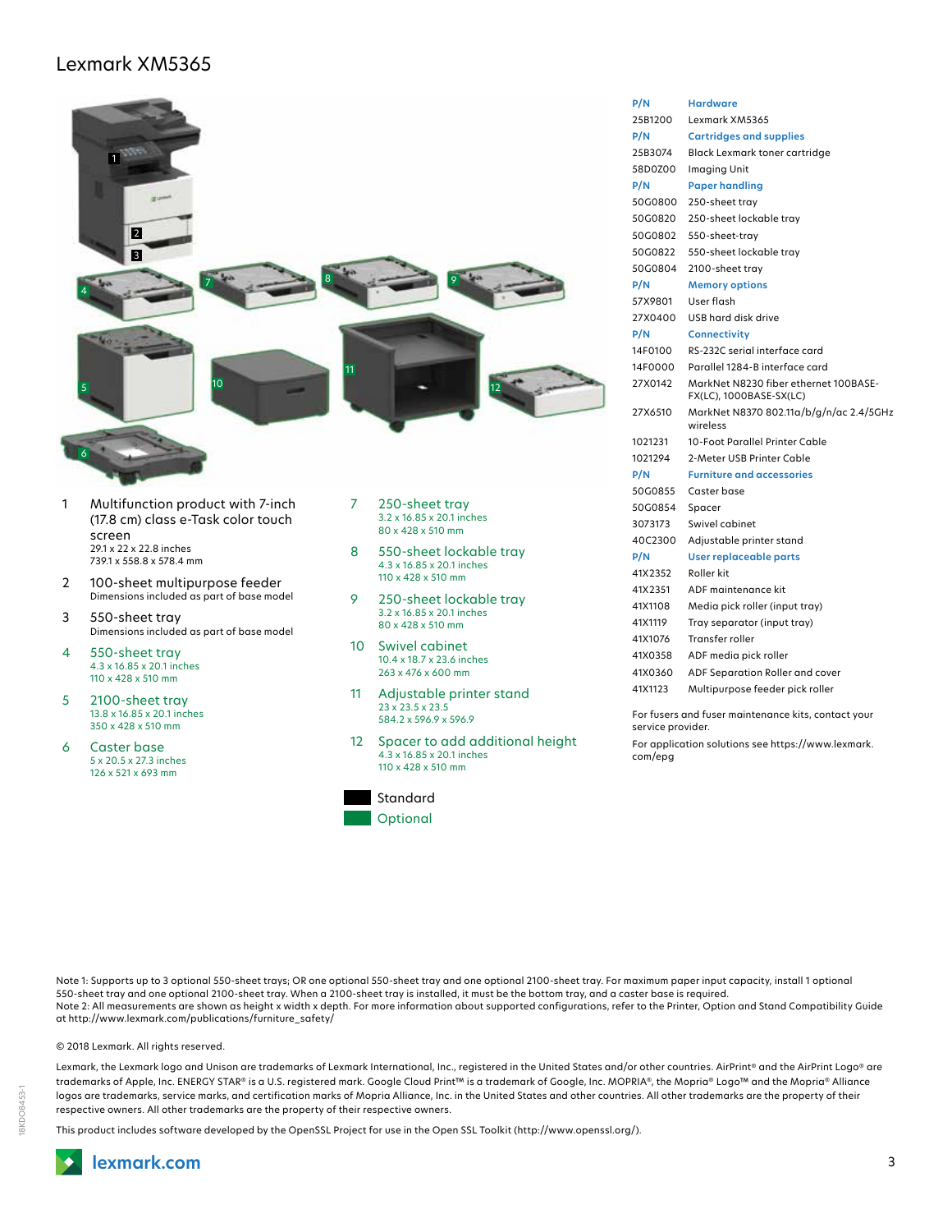# Lexmark XM5365

1. Multifunction product with 7-inch (17.8 cm) class e-Task color touch screen
   29.1 x 22 x 22.8 inches
   739.1 x 558.8 x 578.4 mm
2. 100-sheet multipurpose feeder
   Dimensions included as part of base model
3. 550-sheet tray
   Dimensions included as part of base model
4. 550-sheet tray
   4.3 x 16.85 x 20.1 inches
   110 x 428 x 510 mm
5. 2100-sheet tray
   13.8 x 16.85 x 20.1 inches
   350 x 428 x 510 mm
6. Caster base
   5 x 20.5 x 27.3 inches
   126 x 521 x 693 mm
7. 250-sheet tray
   3.2 x 16.85 x 20.1 inches
   80 x 428 x 510 mm
8. 550-sheet lockable tray
   4.3 x 16.85 x 20.1 inches
   110 x 428 x 510 mm
9. 250-sheet lockable tray
   3.2 x 16.85 x 20.1 inches
   80 x 428 x 510 mm
10. Swivel cabinet
    10.4 x 18.7 x 23.6 inches
    263 x 476 x 600 mm
11. Adjustable printer stand
    23 x 23.5 x 23.5
    584.2 x 596.9 x 596.9
12. Spacer to add additional height
    4.3 x 16.85 x 20.1 inches
    110 x 428 x 510 mm

Standard
Optional

| P/N | Hardware |
|---|---|
| 25B1200 | Lexmark XM5365 |
| **P/N** | **Cartridges and supplies** |
| 25B3074 | Black Lexmark toner cartridge |
| 58D0Z00 | Imaging Unit |
| **P/N** | **Paper handling** |
| 50G0800 | 250-sheet tray |
| 50G0820 | 250-sheet lockable tray |
| 50G0802 | 550-sheet-tray |
| 50G0822 | 550-sheet lockable tray |
| 50G0804 | 2100-sheet tray |
| **P/N** | **Memory options** |
| 57X9801 | User flash |
| 27X0400 | USB hard disk drive |
| **P/N** | **Connectivity** |
| 14F0100 | RS-232C serial interface card |
| 14F0000 | Parallel 1284-B interface card |
| 27X0142 | MarkNet N8230 fiber ethernet 100BASE-FX(LC), 1000BASE-SX(LC) |
| 27X6510 | MarkNet N8370 802.11a/b/g/n/ac 2.4/5GHz wireless |
| 1021231 | 10-Foot Parallel Printer Cable |
| 1021294 | 2-Meter USB Printer Cable |
| **P/N** | **Furniture and accessories** |
| 50G0855 | Caster base |
| 50G0854 | Spacer |
| 3073173 | Swivel cabinet |
| 40C2300 | Adjustable printer stand |
| **P/N** | **User replaceable parts** |
| 41X2352 | Roller kit |
| 41X2351 | ADF maintenance kit |
| 41X1108 | Media pick roller (input tray) |
| 41X1119 | Tray separator (input tray) |
| 41X1076 | Transfer roller |
| 41X0358 | ADF media pick roller |
| 41X0360 | ADF Separation Roller and cover |
| 41X1123 | Multipurpose feeder pick roller |

For fusers and fuser maintenance kits, contact your service provider.

For application solutions see https://www.lexmark.com/epg

Note 1: Supports up to 3 optional 550-sheet trays; OR one optional 550-sheet tray and one optional 2100-sheet tray. For maximum paper input capacity, install 1 optional 550-sheet tray and one optional 2100-sheet tray. When a 2100-sheet tray is installed, it must be the bottom tray, and a caster base is required.
Note 2: All measurements are shown as height x width x depth. For more information about supported configurations, refer to the Printer, Option and Stand Compatibility Guide at http://www.lexmark.com/publications/furniture_safety/

© 2018 Lexmark. All rights reserved.

Lexmark, the Lexmark logo and Unison are trademarks of Lexmark International, Inc., registered in the United States and/or other countries. AirPrint® and the AirPrint Logo® are trademarks of Apple, Inc. ENERGY STAR® is a U.S. registered mark. Google Cloud Print™ is a trademark of Google, Inc. MOPRIA®, the Mopria® Logo™ and the Mopria® Alliance logos are trademarks, service marks, and certification marks of Mopria Alliance, Inc. in the United States and other countries. All other trademarks are the property of their respective owners. All other trademarks are the property of their respective owners.

This product includes software developed by the OpenSSL Project for use in the Open SSL Toolkit (http://www.openssl.org/).

18KDO8453-1

lexmark.com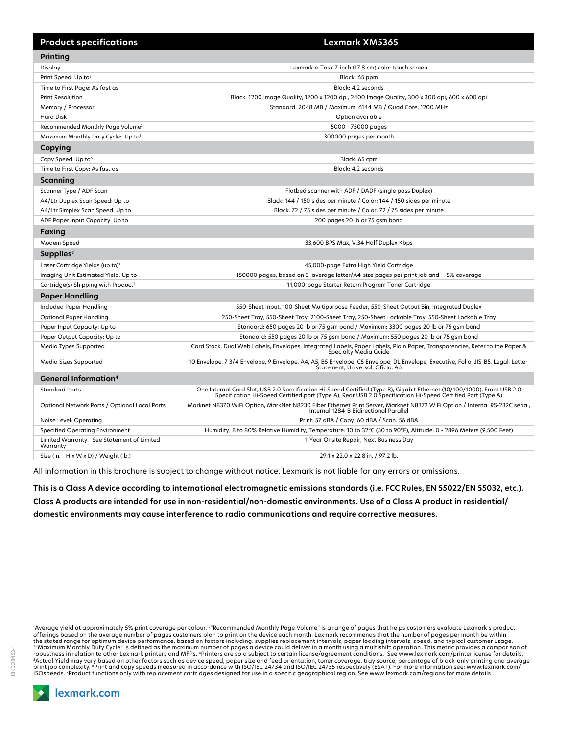| Product specifications | Lexmark XM5365 |
|---|---|
| **Printing** | |
| Display | Lexmark e-Task 7-inch (17.8 cm) color touch screen |
| Print Speed: Up to[6] | Black: 65 ppm |
| Time to First Page: As fast as | Black: 4.2 seconds |
| Print Resolution | Black: 1200 Image Quality, 1200 x 1200 dpi, 2400 Image Quality, 300 x 300 dpi, 600 x 600 dpi |
| Memory / Processor | Standard: 2048 MB / Maximum: 6144 MB / Quad Core, 1200 MHz |
| Hard Disk | Option available |
| Recommended Monthly Page Volume[2] | 5000 - 75000 pages |
| Maximum Monthly Duty Cycle: Up to[3] | 300000 pages per month |
| **Copying** | |
| Copy Speed: Up to[6] | Black: 65 cpm |
| Time to First Copy: As fast as | Black: 4.2 seconds |
| **Scanning** | |
| Scanner Type / ADF Scan | Flatbed scanner with ADF / DADF (single pass Duplex) |
| A4/Ltr Duplex Scan Speed: Up to | Black: 144 / 150 sides per minute / Color: 144 / 150 sides per minute |
| A4/Ltr Simplex Scan Speed: Up to | Black: 72 / 75 sides per minute / Color: 72 / 75 sides per minute |
| ADF Paper Input Capacity: Up to | 200 pages 20 lb or 75 gsm bond |
| **Faxing** | |
| Modem Speed | 33,600 BPS Max, V.34 Half Duplex Kbps |
| **Supplies[7]** | |
| Laser Cartridge Yields (up to)[1] | 45,000-page Extra High Yield Cartridge |
| Imaging Unit Estimated Yield: Up to | 150000 pages, based on 3 average letter/A4-size pages per print job and ~ 5% coverage |
| Cartridge(s) Shipping with Product[1] | 11,000-page Starter Return Program Toner Cartridge |
| **Paper Handling** | |
| Included Paper Handling | 550-Sheet Input, 100-Sheet Multipurpose Feeder, 550-Sheet Output Bin, Integrated Duplex |
| Optional Paper Handling | 250-Sheet Tray, 550-Sheet Tray, 2100-Sheet Tray, 250-Sheet Lockable Tray, 550-Sheet Lockable Tray |
| Paper Input Capacity: Up to | Standard: 650 pages 20 lb or 75 gsm bond / Maximum: 3300 pages 20 lb or 75 gsm bond |
| Paper Output Capacity: Up to | Standard: 550 pages 20 lb or 75 gsm bond / Maximum: 550 pages 20 lb or 75 gsm bond |
| Media Types Supported | Card Stock, Dual Web Labels, Envelopes, Integrated Labels, Paper Labels, Plain Paper, Transparencies, Refer to the Paper & Specialty Media Guide |
| Media Sizes Supported | 10 Envelope, 7 3/4 Envelope, 9 Envelope, A4, A5, B5 Envelope, C5 Envelope, DL Envelope, Executive, Folio, JIS-B5, Legal, Letter, Statement, Universal, Oficio, A6 |
| **General Information[4]** | |
| Standard Ports | One Internal Card Slot, USB 2.0 Specification Hi-Speed Certified (Type B), Gigabit Ethernet (10/100/1000), Front USB 2.0 Specification Hi-Speed Certified port (Type A), Rear USB 2.0 Specification Hi-Speed Certified Port (Type A) |
| Optional Network Ports / Optional Local Ports | Marknet N8370 WiFi Option, MarkNet N8230 Fiber Ethernet Print Server, Marknet N8372 WiFi Option / Internal RS-232C serial, Internal 1284-B Bidirectional Parallel |
| Noise Level: Operating | Print: 57 dBA / Copy: 60 dBA / Scan: 56 dBA |
| Specified Operating Environment | Humidity: 8 to 80% Relative Humidity, Temperature: 10 to 32°C (50 to 90°F), Altitude: 0 - 2896 Meters (9,500 Feet) |
| Limited Warranty - See Statement of Limited Warranty | 1-Year Onsite Repair, Next Business Day |
| Size (in. - H x W x D) / Weight (lb.) | 29.1 x 22.0 x 22.8 in. / 97.2 lb. |

All information in this brochure is subject to change without notice. Lexmark is not liable for any errors or omissions.

**This is a Class A device according to international electromagnetic emissions standards (i.e. FCC Rules, EN 55022/EN 55032, etc.). Class A products are intended for use in non-residential/non-domestic environments. Use of a Class A product in residential/domestic environments may cause interference to radio communications and require corrective measures.**

[1]Average yield at approximately 5% print coverage per colour. [2]"Recommended Monthly Page Volume" is a range of pages that helps customers evaluate Lexmark's product offerings based on the average number of pages customers plan to print on the device each month. Lexmark recommends that the number of pages per month be within the stated range for optimum device performance, based on factors including: supplies replacement intervals, paper loading intervals, speed, and typical customer usage. [3]"Maximum Monthly Duty Cycle" is defined as the maximum number of pages a device could deliver in a month using a multishift operation. This metric provides a comparison of robustness in relation to other Lexmark printers and MFPs. [4]Printers are sold subject to certain license/agreement conditions. See www.lexmark.com/printerlicense for details. [5]Actual Yield may vary based on other factors such as device speed, paper size and feed orientation, toner coverage, tray source, percentage of black-only printing and average print job complexity. [6]Print and copy speeds measured in accordance with ISO/IEC 24734 and ISO/IEC 24735 respectively (ESAT). For more information see: www.lexmark.com/ISOspeeds. [7]Product functions only with replacement cartridges designed for use in a specific geographical region. See www.lexmark.com/regions for more details.

18KDO8453-1

lexmark.com